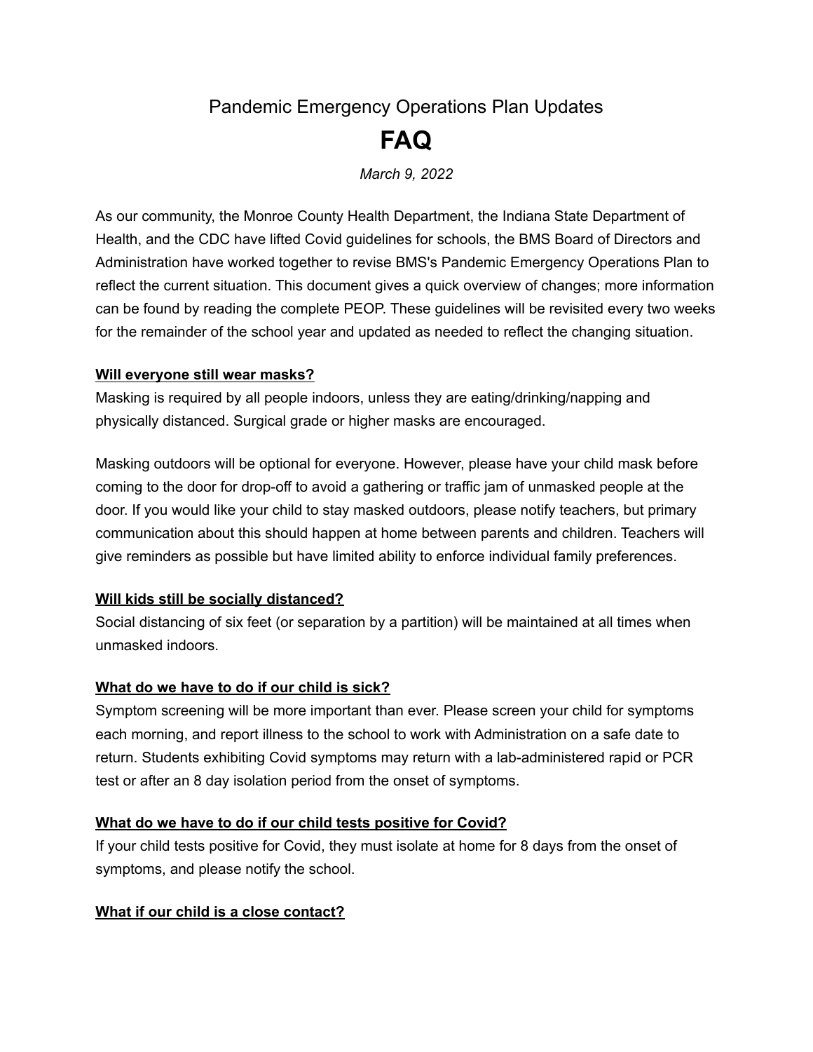Pandemic Emergency Operations Plan Updates

# FAQ

*March 9, 2022*

As our community, the Monroe County Health Department, the Indiana State Department of Health, and the CDC have lifted Covid guidelines for schools, the BMS Board of Directors and Administration have worked together to revise BMS's Pandemic Emergency Operations Plan to reflect the current situation. This document gives a quick overview of changes; more information can be found by reading the complete PEOP. These guidelines will be revisited every two weeks for the remainder of the school year and updated as needed to reflect the changing situation.

**Will everyone still wear masks?**

Masking is required by all people indoors, unless they are eating/drinking/napping and physically distanced. Surgical grade or higher masks are encouraged.

Masking outdoors will be optional for everyone. However, please have your child mask before coming to the door for drop-off to avoid a gathering or traffic jam of unmasked people at the door. If you would like your child to stay masked outdoors, please notify teachers, but primary communication about this should happen at home between parents and children. Teachers will give reminders as possible but have limited ability to enforce individual family preferences.

**Will kids still be socially distanced?**

Social distancing of six feet (or separation by a partition) will be maintained at all times when unmasked indoors.

**What do we have to do if our child is sick?**

Symptom screening will be more important than ever. Please screen your child for symptoms each morning, and report illness to the school to work with Administration on a safe date to return. Students exhibiting Covid symptoms may return with a lab-administered rapid or PCR test or after an 8 day isolation period from the onset of symptoms.

**What do we have to do if our child tests positive for Covid?**

If your child tests positive for Covid, they must isolate at home for 8 days from the onset of symptoms, and please notify the school.

**What if our child is a close contact?**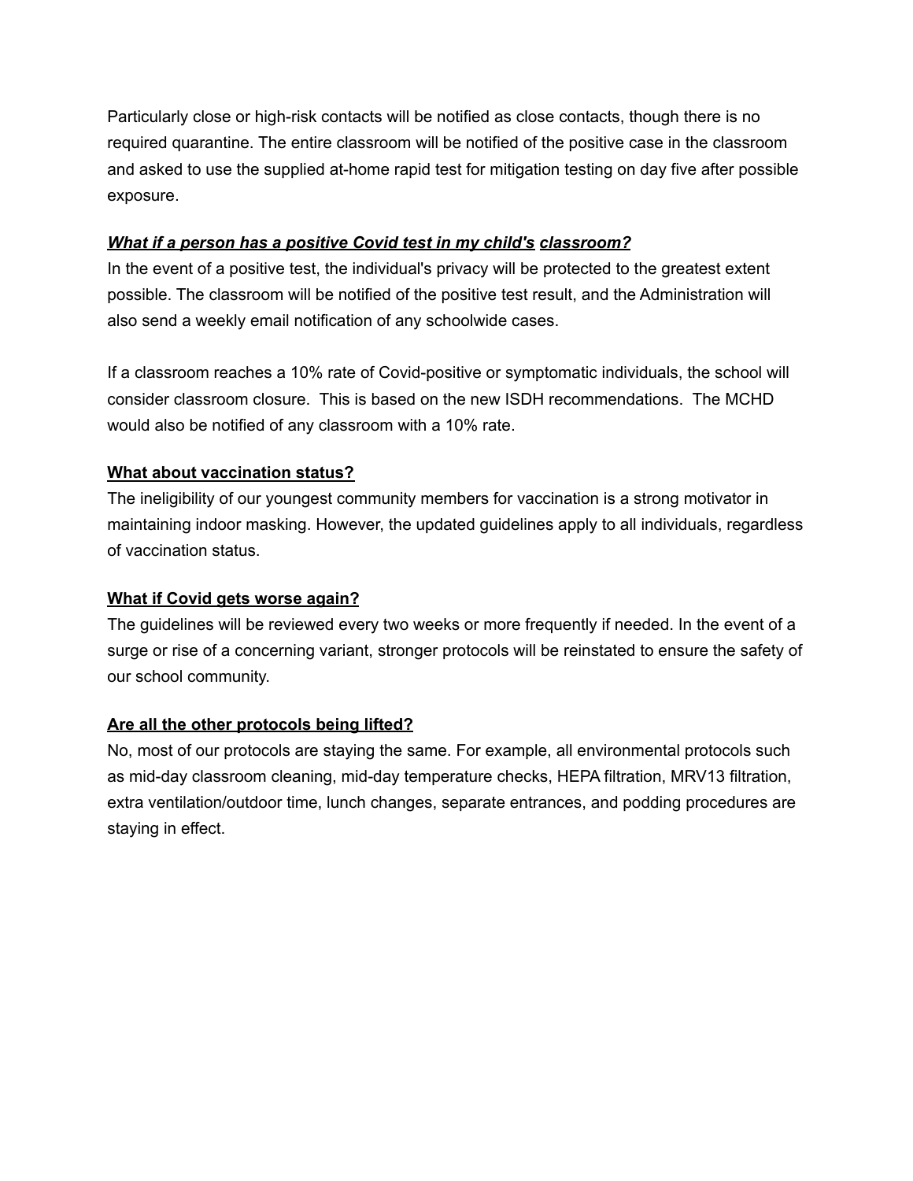Particularly close or high-risk contacts will be notified as close contacts, though there is no required quarantine. The entire classroom will be notified of the positive case in the classroom and asked to use the supplied at-home rapid test for mitigation testing on day five after possible exposure.

***What if a person has a positive Covid test in my child's classroom?***

In the event of a positive test, the individual's privacy will be protected to the greatest extent possible. The classroom will be notified of the positive test result, and the Administration will also send a weekly email notification of any schoolwide cases.

If a classroom reaches a 10% rate of Covid-positive or symptomatic individuals, the school will consider classroom closure. This is based on the new ISDH recommendations. The MCHD would also be notified of any classroom with a 10% rate.

**What about vaccination status?**

The ineligibility of our youngest community members for vaccination is a strong motivator in maintaining indoor masking. However, the updated guidelines apply to all individuals, regardless of vaccination status.

**What if Covid gets worse again?**

The guidelines will be reviewed every two weeks or more frequently if needed. In the event of a surge or rise of a concerning variant, stronger protocols will be reinstated to ensure the safety of our school community.

**Are all the other protocols being lifted?**

No, most of our protocols are staying the same. For example, all environmental protocols such as mid-day classroom cleaning, mid-day temperature checks, HEPA filtration, MRV13 filtration, extra ventilation/outdoor time, lunch changes, separate entrances, and podding procedures are staying in effect.